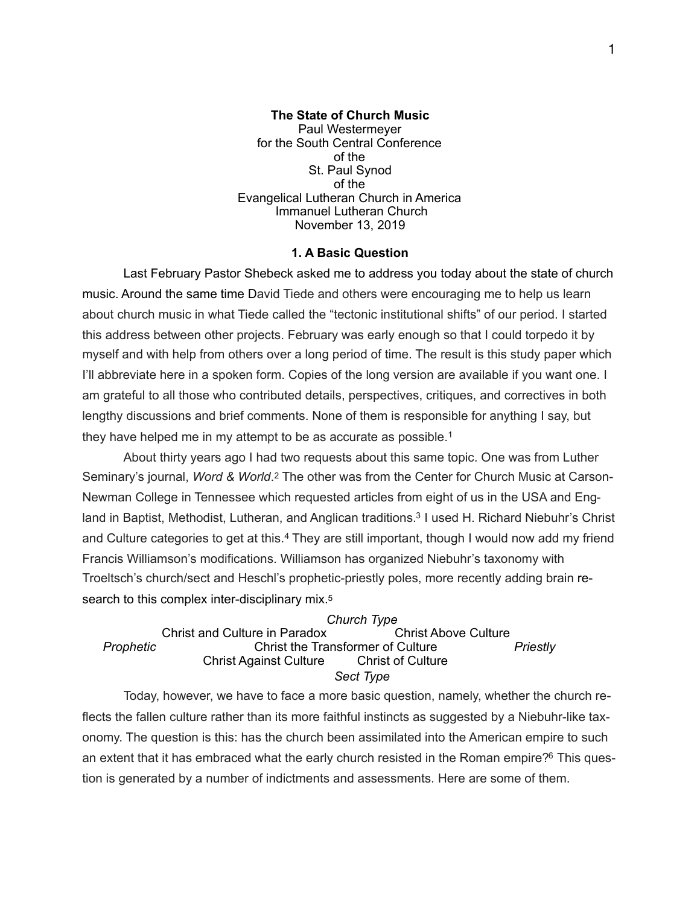**The State of Church Music**
Paul Westermeyer
for the South Central Conference
of the
St. Paul Synod
of the
Evangelical Lutheran Church in America
Immanuel Lutheran Church
November 13, 2019

## 1. A Basic Question

Last February Pastor Shebeck asked me to address you today about the state of church music. Around the same time David Tiede and others were encouraging me to help us learn about church music in what Tiede called the "tectonic institutional shifts" of our period. I started this address between other projects. February was early enough so that I could torpedo it by myself and with help from others over a long period of time. The result is this study paper which I'll abbreviate here in a spoken form. Copies of the long version are available if you want one. I am grateful to all those who contributed details, perspectives, critiques, and correctives in both lengthy discussions and brief comments. None of them is responsible for anything I say, but they have helped me in my attempt to be as accurate as possible.[1]

About thirty years ago I had two requests about this same topic. One was from Luther Seminary's journal, *Word & World*.[2] The other was from the Center for Church Music at Carson-Newman College in Tennessee which requested articles from eight of us in the USA and England in Baptist, Methodist, Lutheran, and Anglican traditions.[3] I used H. Richard Niebuhr's Christ and Culture categories to get at this.[4] They are still important, though I would now add my friend Francis Williamson's modifications. Williamson has organized Niebuhr's taxonomy with Troeltsch's church/sect and Heschl's prophetic-priestly poles, more recently adding brain research to this complex inter-disciplinary mix.[5]

*Church Type*
Christ and Culture in Paradox — Christ Above Culture
*Prophetic* — Christ the Transformer of Culture — *Priestly*
Christ Against Culture — Christ of Culture
*Sect Type*

Today, however, we have to face a more basic question, namely, whether the church reflects the fallen culture rather than its more faithful instincts as suggested by a Niebuhr-like taxonomy. The question is this: has the church been assimilated into the American empire to such an extent that it has embraced what the early church resisted in the Roman empire?[6] This question is generated by a number of indictments and assessments. Here are some of them.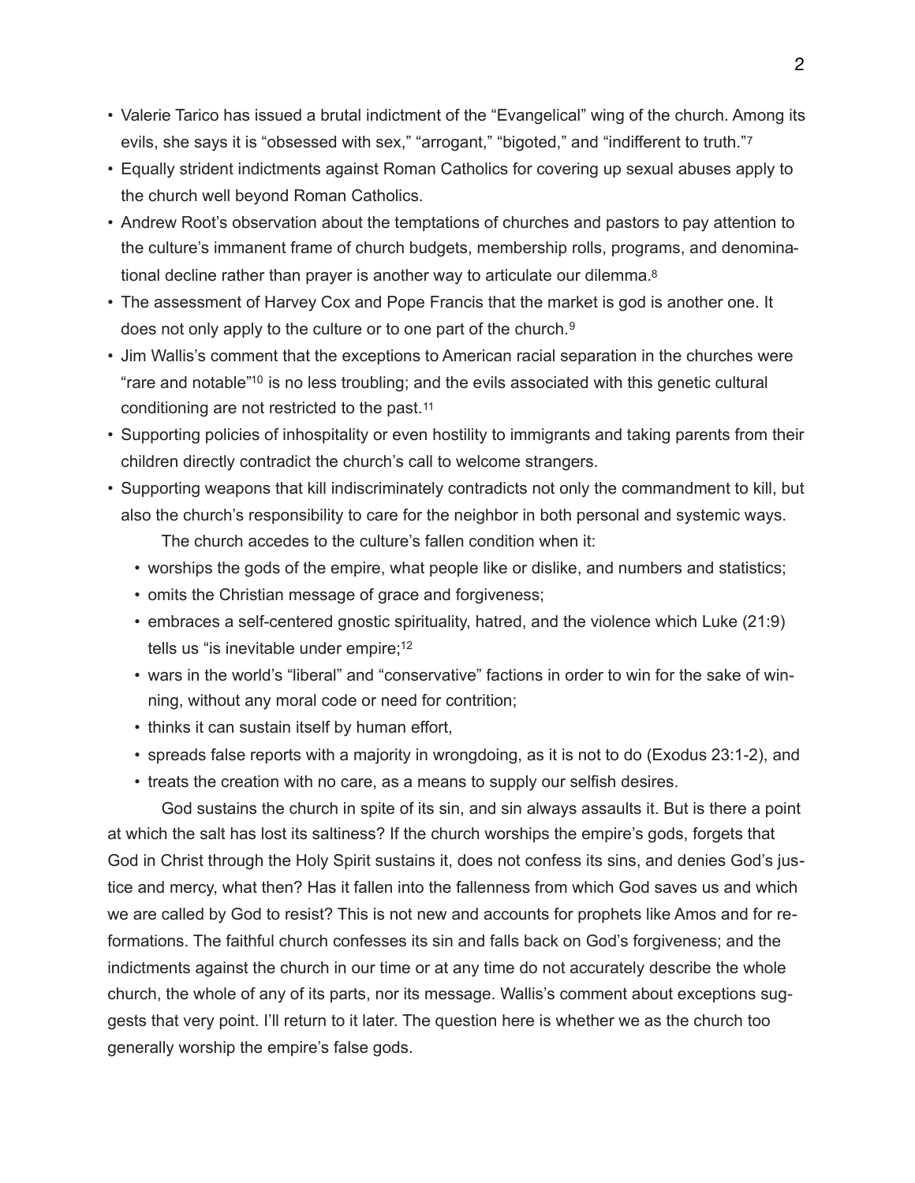- Valerie Tarico has issued a brutal indictment of the "Evangelical" wing of the church. Among its evils, she says it is "obsessed with sex," "arrogant," "bigoted," and "indifferent to truth."[7]
- Equally strident indictments against Roman Catholics for covering up sexual abuses apply to the church well beyond Roman Catholics.
- Andrew Root's observation about the temptations of churches and pastors to pay attention to the culture's immanent frame of church budgets, membership rolls, programs, and denominational decline rather than prayer is another way to articulate our dilemma.[8]
- The assessment of Harvey Cox and Pope Francis that the market is god is another one. It does not only apply to the culture or to one part of the church.[9]
- Jim Wallis's comment that the exceptions to American racial separation in the churches were "rare and notable"[10] is no less troubling; and the evils associated with this genetic cultural conditioning are not restricted to the past.[11]
- Supporting policies of inhospitality or even hostility to immigrants and taking parents from their children directly contradict the church's call to welcome strangers.
- Supporting weapons that kill indiscriminately contradicts not only the commandment to kill, but also the church's responsibility to care for the neighbor in both personal and systemic ways.

The church accedes to the culture's fallen condition when it:

- worships the gods of the empire, what people like or dislike, and numbers and statistics;
- omits the Christian message of grace and forgiveness;
- embraces a self-centered gnostic spirituality, hatred, and the violence which Luke (21:9) tells us "is inevitable under empire;[12]
- wars in the world's "liberal" and "conservative" factions in order to win for the sake of winning, without any moral code or need for contrition;
- thinks it can sustain itself by human effort,
- spreads false reports with a majority in wrongdoing, as it is not to do (Exodus 23:1-2), and
- treats the creation with no care, as a means to supply our selfish desires.

God sustains the church in spite of its sin, and sin always assaults it. But is there a point at which the salt has lost its saltiness? If the church worships the empire's gods, forgets that God in Christ through the Holy Spirit sustains it, does not confess its sins, and denies God's justice and mercy, what then? Has it fallen into the fallenness from which God saves us and which we are called by God to resist? This is not new and accounts for prophets like Amos and for reformations. The faithful church confesses its sin and falls back on God's forgiveness; and the indictments against the church in our time or at any time do not accurately describe the whole church, the whole of any of its parts, nor its message. Wallis's comment about exceptions suggests that very point. I'll return to it later. The question here is whether we as the church too generally worship the empire's false gods.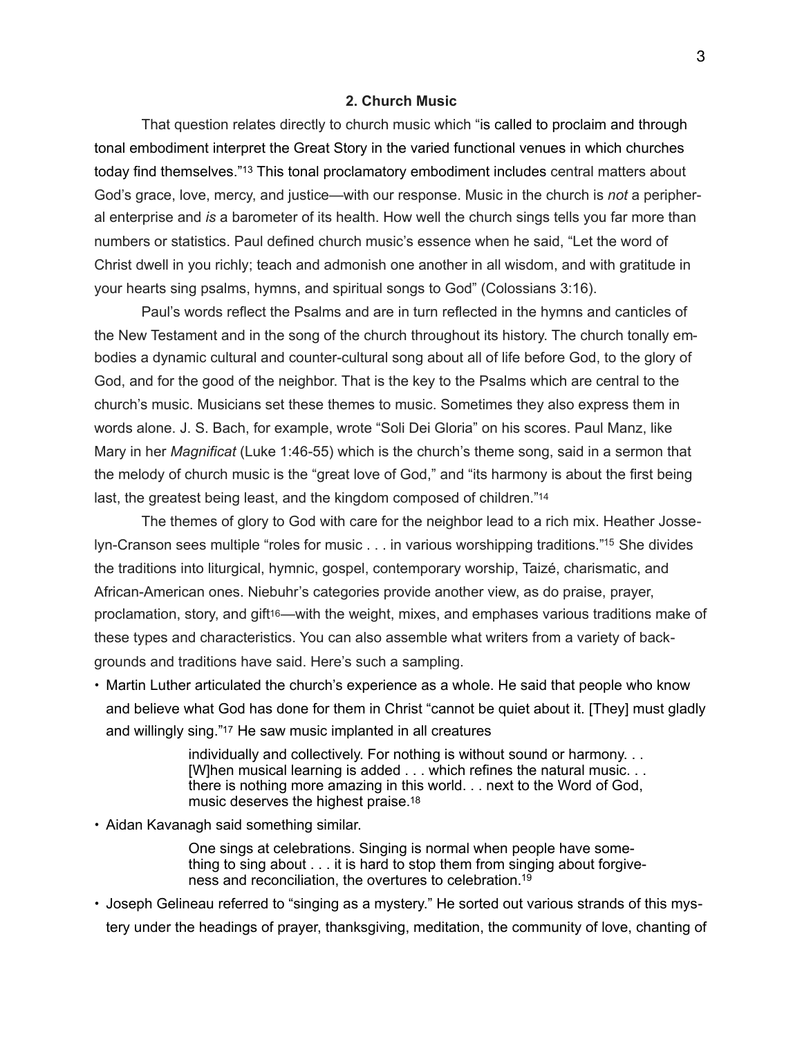## 2. Church Music

That question relates directly to church music which "is called to proclaim and through tonal embodiment interpret the Great Story in the varied functional venues in which churches today find themselves."[13] This tonal proclamatory embodiment includes central matters about God's grace, love, mercy, and justice—with our response. Music in the church is *not* a peripheral enterprise and *is* a barometer of its health. How well the church sings tells you far more than numbers or statistics. Paul defined church music's essence when he said, "Let the word of Christ dwell in you richly; teach and admonish one another in all wisdom, and with gratitude in your hearts sing psalms, hymns, and spiritual songs to God" (Colossians 3:16).

Paul's words reflect the Psalms and are in turn reflected in the hymns and canticles of the New Testament and in the song of the church throughout its history. The church tonally embodies a dynamic cultural and counter-cultural song about all of life before God, to the glory of God, and for the good of the neighbor. That is the key to the Psalms which are central to the church's music. Musicians set these themes to music. Sometimes they also express them in words alone. J. S. Bach, for example, wrote "Soli Dei Gloria" on his scores. Paul Manz, like Mary in her *Magnificat* (Luke 1:46-55) which is the church's theme song, said in a sermon that the melody of church music is the "great love of God," and "its harmony is about the first being last, the greatest being least, and the kingdom composed of children."[14]

The themes of glory to God with care for the neighbor lead to a rich mix. Heather Josselyn-Cranson sees multiple "roles for music . . . in various worshipping traditions."[15] She divides the traditions into liturgical, hymnic, gospel, contemporary worship, Taizé, charismatic, and African-American ones. Niebuhr's categories provide another view, as do praise, prayer, proclamation, story, and gift[16]—with the weight, mixes, and emphases various traditions make of these types and characteristics. You can also assemble what writers from a variety of backgrounds and traditions have said. Here's such a sampling.

- Martin Luther articulated the church's experience as a whole. He said that people who know and believe what God has done for them in Christ "cannot be quiet about it. [They] must gladly and willingly sing."[17] He saw music implanted in all creatures

  > individually and collectively. For nothing is without sound or harmony. . . [W]hen musical learning is added . . . which refines the natural music. . . there is nothing more amazing in this world. . . next to the Word of God, music deserves the highest praise.[18]

- Aidan Kavanagh said something similar.

  > One sings at celebrations. Singing is normal when people have something to sing about . . . it is hard to stop them from singing about forgiveness and reconciliation, the overtures to celebration.[19]

- Joseph Gelineau referred to "singing as a mystery." He sorted out various strands of this mystery under the headings of prayer, thanksgiving, meditation, the community of love, chanting of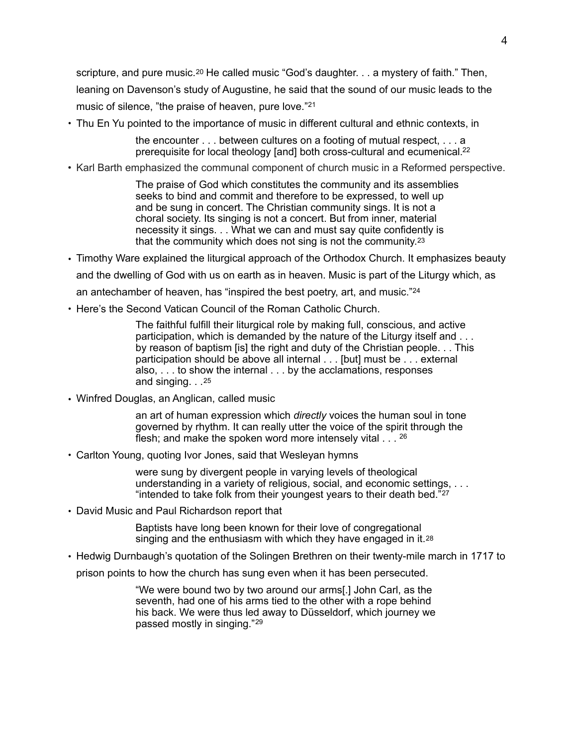scripture, and pure music.[20] He called music "God's daughter. . . a mystery of faith." Then, leaning on Davenson's study of Augustine, he said that the sound of our music leads to the music of silence, "the praise of heaven, pure love."[21]

- Thu En Yu pointed to the importance of music in different cultural and ethnic contexts, in

> the encounter . . . between cultures on a footing of mutual respect, . . . a prerequisite for local theology [and] both cross-cultural and ecumenical.[22]

- Karl Barth emphasized the communal component of church music in a Reformed perspective.

> The praise of God which constitutes the community and its assemblies seeks to bind and commit and therefore to be expressed, to well up and be sung in concert. The Christian community sings. It is not a choral society. Its singing is not a concert. But from inner, material necessity it sings. . . What we can and must say quite confidently is that the community which does not sing is not the community.[23]

- Timothy Ware explained the liturgical approach of the Orthodox Church. It emphasizes beauty and the dwelling of God with us on earth as in heaven. Music is part of the Liturgy which, as an antechamber of heaven, has "inspired the best poetry, art, and music."[24]
- Here's the Second Vatican Council of the Roman Catholic Church.

> The faithful fulfill their liturgical role by making full, conscious, and active participation, which is demanded by the nature of the Liturgy itself and . . . by reason of baptism [is] the right and duty of the Christian people. . . This participation should be above all internal . . . [but] must be . . . external also, . . . to show the internal . . . by the acclamations, responses and singing. . .[25]

- Winfred Douglas, an Anglican, called music

> an art of human expression which *directly* voices the human soul in tone governed by rhythm. It can really utter the voice of the spirit through the flesh; and make the spoken word more intensely vital . . . [26]

- Carlton Young, quoting Ivor Jones, said that Wesleyan hymns

> were sung by divergent people in varying levels of theological understanding in a variety of religious, social, and economic settings, . . . "intended to take folk from their youngest years to their death bed."[27]

- David Music and Paul Richardson report that

> Baptists have long been known for their love of congregational singing and the enthusiasm with which they have engaged in it.[28]

- Hedwig Durnbaugh's quotation of the Solingen Brethren on their twenty-mile march in 1717 to prison points to how the church has sung even when it has been persecuted.

> "We were bound two by two around our arms[.] John Carl, as the seventh, had one of his arms tied to the other with a rope behind his back. We were thus led away to Düsseldorf, which journey we passed mostly in singing."[29]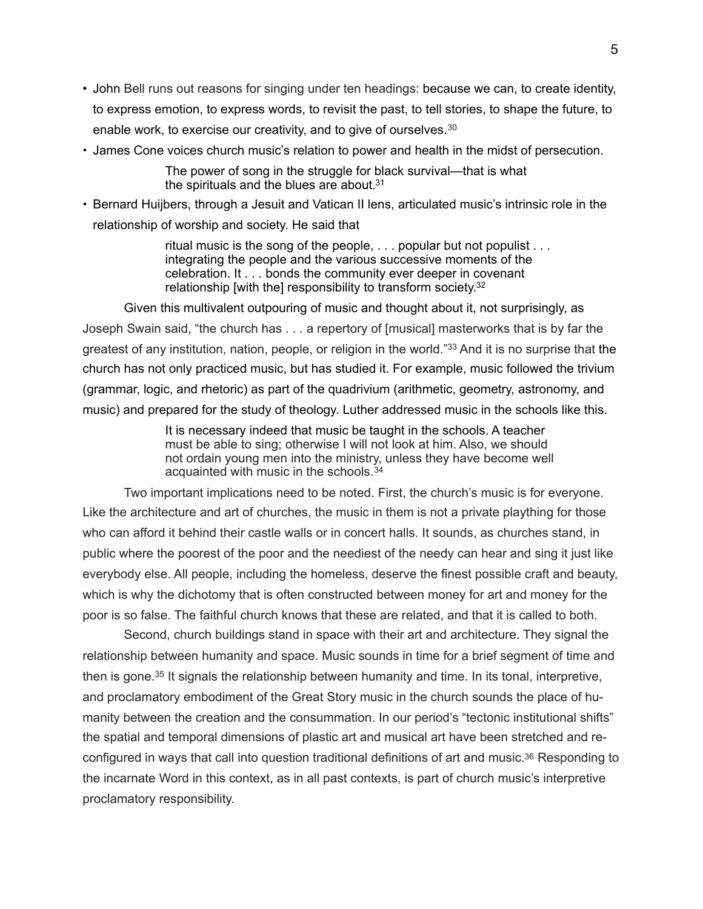- John Bell runs out reasons for singing under ten headings: because we can, to create identity, to express emotion, to express words, to revisit the past, to tell stories, to shape the future, to enable work, to exercise our creativity, and to give of ourselves.[30]
- James Cone voices church music's relation to power and health in the midst of persecution.

  > The power of song in the struggle for black survival—that is what the spirituals and the blues are about.[31]

- Bernard Huijbers, through a Jesuit and Vatican II lens, articulated music's intrinsic role in the relationship of worship and society. He said that

  > ritual music is the song of the people, . . . popular but not populist . . . integrating the people and the various successive moments of the celebration. It . . . bonds the community ever deeper in covenant relationship [with the] responsibility to transform society.[32]

Given this multivalent outpouring of music and thought about it, not surprisingly, as Joseph Swain said, "the church has . . . a repertory of [musical] masterworks that is by far the greatest of any institution, nation, people, or religion in the world."[33] And it is no surprise that the church has not only practiced music, but has studied it. For example, music followed the trivium (grammar, logic, and rhetoric) as part of the quadrivium (arithmetic, geometry, astronomy, and music) and prepared for the study of theology. Luther addressed music in the schools like this.

> It is necessary indeed that music be taught in the schools. A teacher must be able to sing; otherwise I will not look at him. Also, we should not ordain young men into the ministry, unless they have become well acquainted with music in the schools.[34]

Two important implications need to be noted. First, the church's music is for everyone. Like the architecture and art of churches, the music in them is not a private plaything for those who can afford it behind their castle walls or in concert halls. It sounds, as churches stand, in public where the poorest of the poor and the neediest of the needy can hear and sing it just like everybody else. All people, including the homeless, deserve the finest possible craft and beauty, which is why the dichotomy that is often constructed between money for art and money for the poor is so false. The faithful church knows that these are related, and that it is called to both.

Second, church buildings stand in space with their art and architecture. They signal the relationship between humanity and space. Music sounds in time for a brief segment of time and then is gone.[35] It signals the relationship between humanity and time. In its tonal, interpretive, and proclamatory embodiment of the Great Story music in the church sounds the place of humanity between the creation and the consummation. In our period's "tectonic institutional shifts" the spatial and temporal dimensions of plastic art and musical art have been stretched and reconfigured in ways that call into question traditional definitions of art and music.[36] Responding to the incarnate Word in this context, as in all past contexts, is part of church music's interpretive proclamatory responsibility.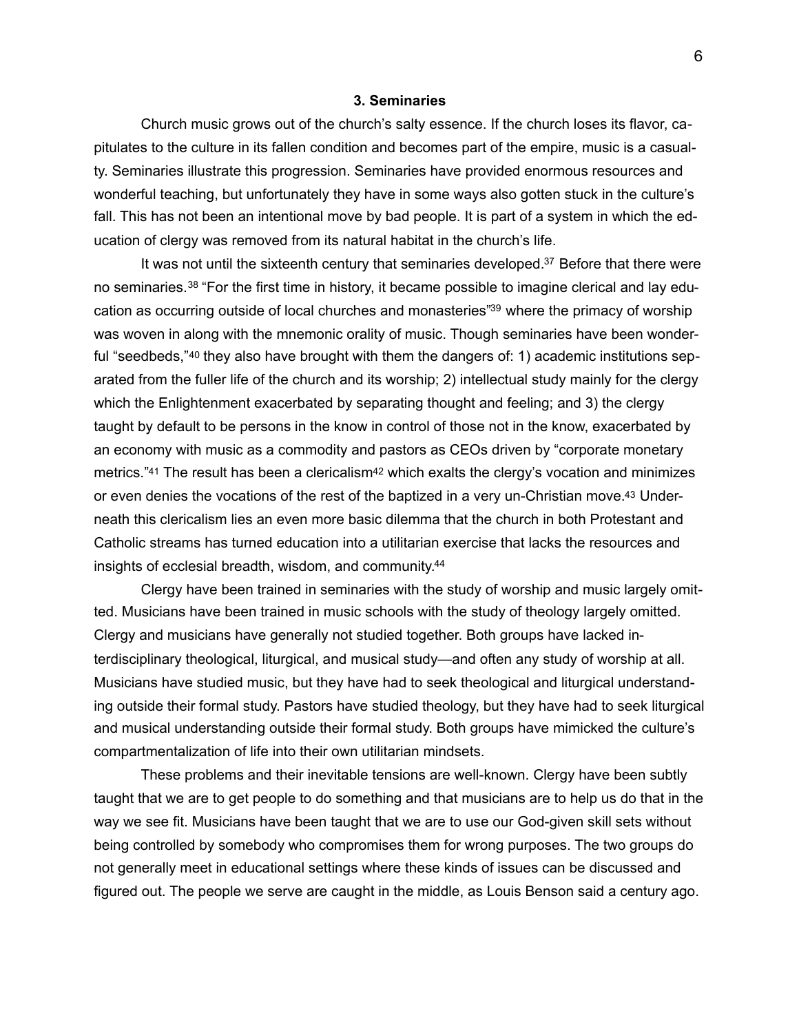### 3. Seminaries

Church music grows out of the church's salty essence. If the church loses its flavor, capitulates to the culture in its fallen condition and becomes part of the empire, music is a casualty. Seminaries illustrate this progression. Seminaries have provided enormous resources and wonderful teaching, but unfortunately they have in some ways also gotten stuck in the culture's fall. This has not been an intentional move by bad people. It is part of a system in which the education of clergy was removed from its natural habitat in the church's life.

It was not until the sixteenth century that seminaries developed.[37] Before that there were no seminaries.[38] "For the first time in history, it became possible to imagine clerical and lay education as occurring outside of local churches and monasteries"[39] where the primacy of worship was woven in along with the mnemonic orality of music. Though seminaries have been wonderful "seedbeds,"[40] they also have brought with them the dangers of: 1) academic institutions separated from the fuller life of the church and its worship; 2) intellectual study mainly for the clergy which the Enlightenment exacerbated by separating thought and feeling; and 3) the clergy taught by default to be persons in the know in control of those not in the know, exacerbated by an economy with music as a commodity and pastors as CEOs driven by "corporate monetary metrics."[41] The result has been a clericalism[42] which exalts the clergy's vocation and minimizes or even denies the vocations of the rest of the baptized in a very un-Christian move.[43] Underneath this clericalism lies an even more basic dilemma that the church in both Protestant and Catholic streams has turned education into a utilitarian exercise that lacks the resources and insights of ecclesial breadth, wisdom, and community.[44]

Clergy have been trained in seminaries with the study of worship and music largely omitted. Musicians have been trained in music schools with the study of theology largely omitted. Clergy and musicians have generally not studied together. Both groups have lacked interdisciplinary theological, liturgical, and musical study—and often any study of worship at all. Musicians have studied music, but they have had to seek theological and liturgical understanding outside their formal study. Pastors have studied theology, but they have had to seek liturgical and musical understanding outside their formal study. Both groups have mimicked the culture's compartmentalization of life into their own utilitarian mindsets.

These problems and their inevitable tensions are well-known. Clergy have been subtly taught that we are to get people to do something and that musicians are to help us do that in the way we see fit. Musicians have been taught that we are to use our God-given skill sets without being controlled by somebody who compromises them for wrong purposes. The two groups do not generally meet in educational settings where these kinds of issues can be discussed and figured out. The people we serve are caught in the middle, as Louis Benson said a century ago.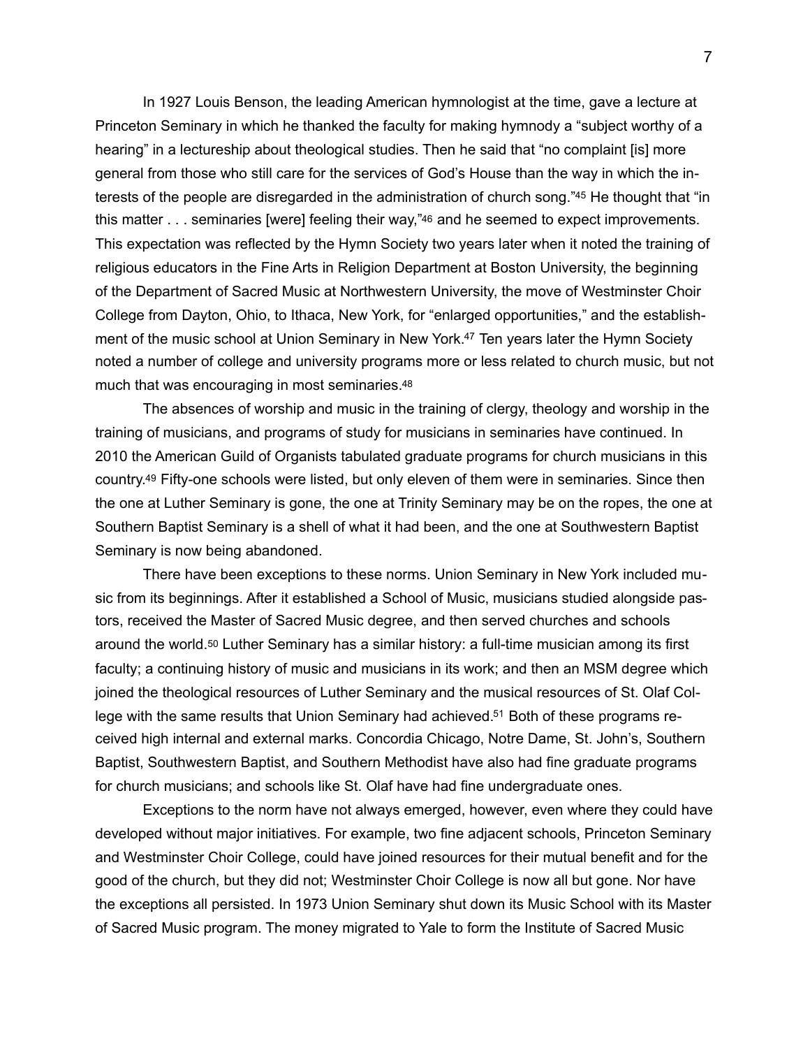In 1927 Louis Benson, the leading American hymnologist at the time, gave a lecture at Princeton Seminary in which he thanked the faculty for making hymnody a "subject worthy of a hearing" in a lectureship about theological studies. Then he said that "no complaint [is] more general from those who still care for the services of God's House than the way in which the interests of the people are disregarded in the administration of church song."[45] He thought that "in this matter . . . seminaries [were] feeling their way,"[46] and he seemed to expect improvements. This expectation was reflected by the Hymn Society two years later when it noted the training of religious educators in the Fine Arts in Religion Department at Boston University, the beginning of the Department of Sacred Music at Northwestern University, the move of Westminster Choir College from Dayton, Ohio, to Ithaca, New York, for "enlarged opportunities," and the establishment of the music school at Union Seminary in New York.[47] Ten years later the Hymn Society noted a number of college and university programs more or less related to church music, but not much that was encouraging in most seminaries.[48]

The absences of worship and music in the training of clergy, theology and worship in the training of musicians, and programs of study for musicians in seminaries have continued. In 2010 the American Guild of Organists tabulated graduate programs for church musicians in this country.[49] Fifty-one schools were listed, but only eleven of them were in seminaries. Since then the one at Luther Seminary is gone, the one at Trinity Seminary may be on the ropes, the one at Southern Baptist Seminary is a shell of what it had been, and the one at Southwestern Baptist Seminary is now being abandoned.

There have been exceptions to these norms. Union Seminary in New York included music from its beginnings. After it established a School of Music, musicians studied alongside pastors, received the Master of Sacred Music degree, and then served churches and schools around the world.[50] Luther Seminary has a similar history: a full-time musician among its first faculty; a continuing history of music and musicians in its work; and then an MSM degree which joined the theological resources of Luther Seminary and the musical resources of St. Olaf College with the same results that Union Seminary had achieved.[51] Both of these programs received high internal and external marks. Concordia Chicago, Notre Dame, St. John's, Southern Baptist, Southwestern Baptist, and Southern Methodist have also had fine graduate programs for church musicians; and schools like St. Olaf have had fine undergraduate ones.

Exceptions to the norm have not always emerged, however, even where they could have developed without major initiatives. For example, two fine adjacent schools, Princeton Seminary and Westminster Choir College, could have joined resources for their mutual benefit and for the good of the church, but they did not; Westminster Choir College is now all but gone. Nor have the exceptions all persisted. In 1973 Union Seminary shut down its Music School with its Master of Sacred Music program. The money migrated to Yale to form the Institute of Sacred Music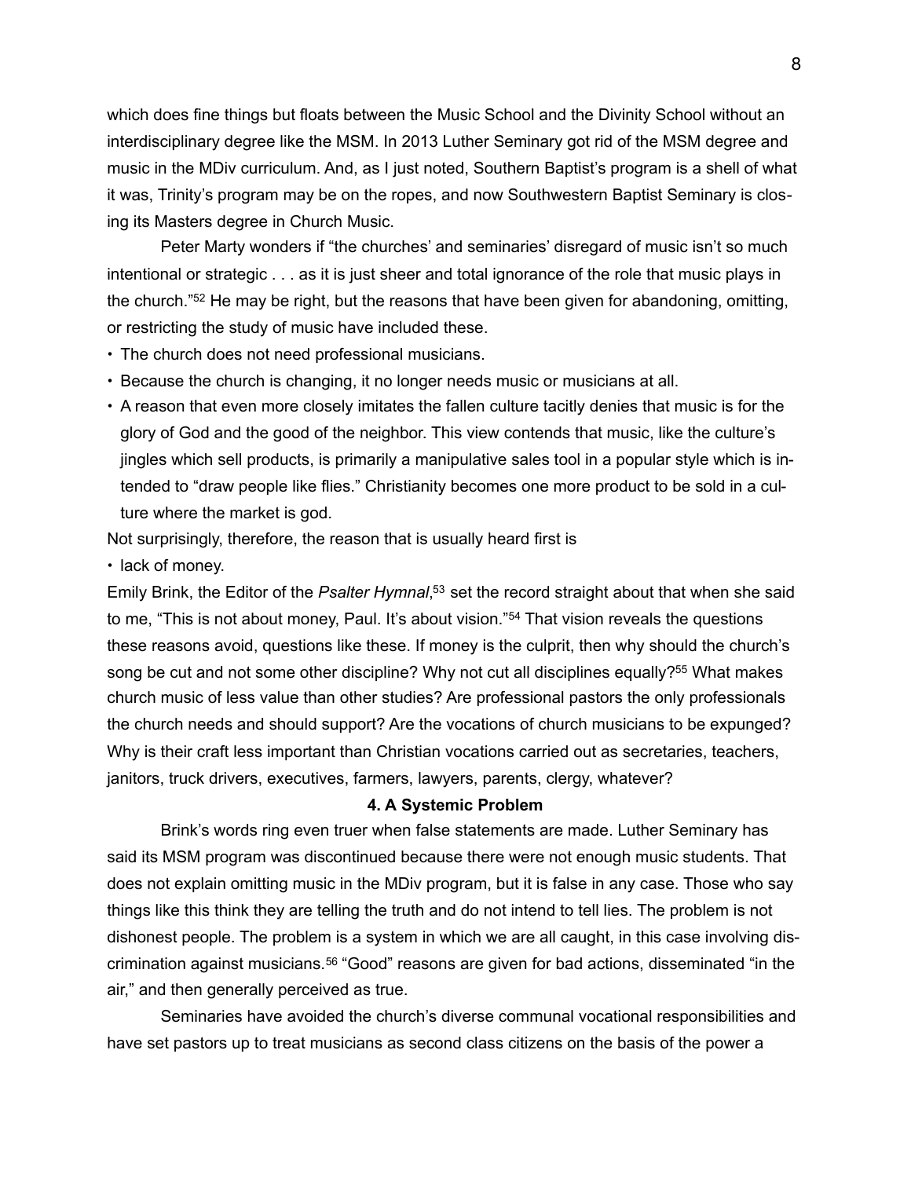which does fine things but floats between the Music School and the Divinity School without an interdisciplinary degree like the MSM. In 2013 Luther Seminary got rid of the MSM degree and music in the MDiv curriculum. And, as I just noted, Southern Baptist's program is a shell of what it was, Trinity's program may be on the ropes, and now Southwestern Baptist Seminary is closing its Masters degree in Church Music.

Peter Marty wonders if "the churches' and seminaries' disregard of music isn't so much intentional or strategic . . . as it is just sheer and total ignorance of the role that music plays in the church."[52] He may be right, but the reasons that have been given for abandoning, omitting, or restricting the study of music have included these.

- The church does not need professional musicians.
- Because the church is changing, it no longer needs music or musicians at all.
- A reason that even more closely imitates the fallen culture tacitly denies that music is for the glory of God and the good of the neighbor. This view contends that music, like the culture's jingles which sell products, is primarily a manipulative sales tool in a popular style which is intended to "draw people like flies." Christianity becomes one more product to be sold in a culture where the market is god.

Not surprisingly, therefore, the reason that is usually heard first is

- lack of money.

Emily Brink, the Editor of the *Psalter Hymnal*,[53] set the record straight about that when she said to me, "This is not about money, Paul. It's about vision."[54] That vision reveals the questions these reasons avoid, questions like these. If money is the culprit, then why should the church's song be cut and not some other discipline? Why not cut all disciplines equally?[55] What makes church music of less value than other studies? Are professional pastors the only professionals the church needs and should support? Are the vocations of church musicians to be expunged? Why is their craft less important than Christian vocations carried out as secretaries, teachers, janitors, truck drivers, executives, farmers, lawyers, parents, clergy, whatever?

**4. A Systemic Problem**

Brink's words ring even truer when false statements are made. Luther Seminary has said its MSM program was discontinued because there were not enough music students. That does not explain omitting music in the MDiv program, but it is false in any case. Those who say things like this think they are telling the truth and do not intend to tell lies. The problem is not dishonest people. The problem is a system in which we are all caught, in this case involving discrimination against musicians.[56] "Good" reasons are given for bad actions, disseminated "in the air," and then generally perceived as true.

Seminaries have avoided the church's diverse communal vocational responsibilities and have set pastors up to treat musicians as second class citizens on the basis of the power a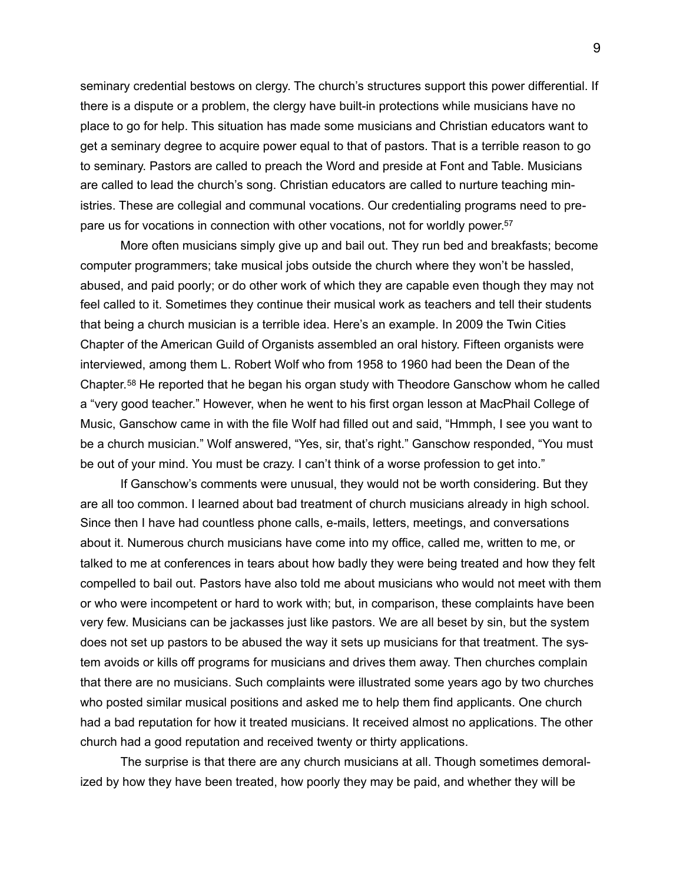seminary credential bestows on clergy. The church's structures support this power differential. If there is a dispute or a problem, the clergy have built-in protections while musicians have no place to go for help. This situation has made some musicians and Christian educators want to get a seminary degree to acquire power equal to that of pastors. That is a terrible reason to go to seminary. Pastors are called to preach the Word and preside at Font and Table. Musicians are called to lead the church's song. Christian educators are called to nurture teaching ministries. These are collegial and communal vocations. Our credentialing programs need to prepare us for vocations in connection with other vocations, not for worldly power.[57]

More often musicians simply give up and bail out. They run bed and breakfasts; become computer programmers; take musical jobs outside the church where they won't be hassled, abused, and paid poorly; or do other work of which they are capable even though they may not feel called to it. Sometimes they continue their musical work as teachers and tell their students that being a church musician is a terrible idea. Here's an example. In 2009 the Twin Cities Chapter of the American Guild of Organists assembled an oral history. Fifteen organists were interviewed, among them L. Robert Wolf who from 1958 to 1960 had been the Dean of the Chapter.[58] He reported that he began his organ study with Theodore Ganschow whom he called a "very good teacher." However, when he went to his first organ lesson at MacPhail College of Music, Ganschow came in with the file Wolf had filled out and said, "Hmmph, I see you want to be a church musician." Wolf answered, "Yes, sir, that's right." Ganschow responded, "You must be out of your mind. You must be crazy. I can't think of a worse profession to get into."

If Ganschow's comments were unusual, they would not be worth considering. But they are all too common. I learned about bad treatment of church musicians already in high school. Since then I have had countless phone calls, e-mails, letters, meetings, and conversations about it. Numerous church musicians have come into my office, called me, written to me, or talked to me at conferences in tears about how badly they were being treated and how they felt compelled to bail out. Pastors have also told me about musicians who would not meet with them or who were incompetent or hard to work with; but, in comparison, these complaints have been very few. Musicians can be jackasses just like pastors. We are all beset by sin, but the system does not set up pastors to be abused the way it sets up musicians for that treatment. The system avoids or kills off programs for musicians and drives them away. Then churches complain that there are no musicians. Such complaints were illustrated some years ago by two churches who posted similar musical positions and asked me to help them find applicants. One church had a bad reputation for how it treated musicians. It received almost no applications. The other church had a good reputation and received twenty or thirty applications.

The surprise is that there are any church musicians at all. Though sometimes demoralized by how they have been treated, how poorly they may be paid, and whether they will be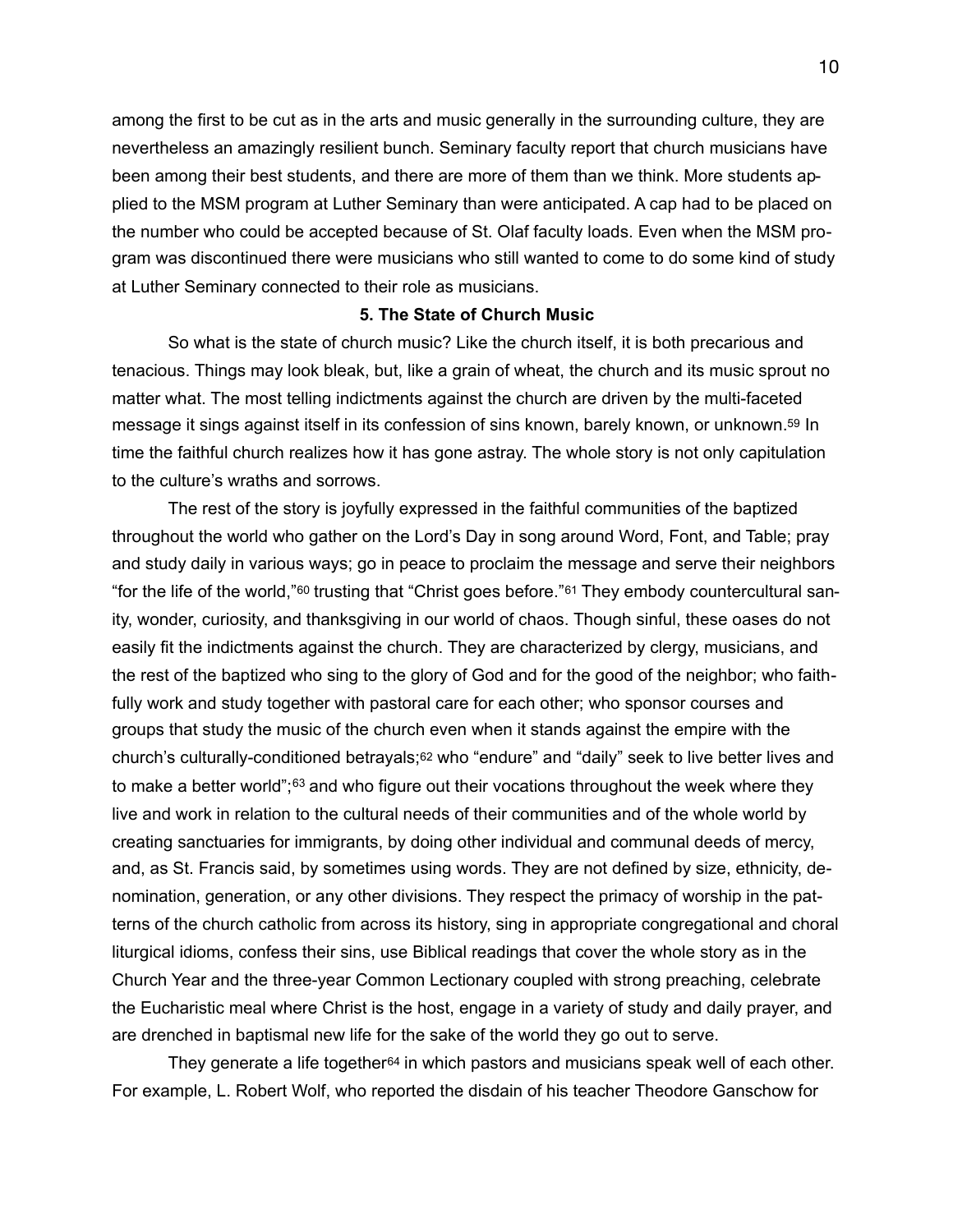among the first to be cut as in the arts and music generally in the surrounding culture, they are nevertheless an amazingly resilient bunch. Seminary faculty report that church musicians have been among their best students, and there are more of them than we think. More students applied to the MSM program at Luther Seminary than were anticipated. A cap had to be placed on the number who could be accepted because of St. Olaf faculty loads. Even when the MSM program was discontinued there were musicians who still wanted to come to do some kind of study at Luther Seminary connected to their role as musicians.

### 5. The State of Church Music

So what is the state of church music? Like the church itself, it is both precarious and tenacious. Things may look bleak, but, like a grain of wheat, the church and its music sprout no matter what. The most telling indictments against the church are driven by the multi-faceted message it sings against itself in its confession of sins known, barely known, or unknown.[59] In time the faithful church realizes how it has gone astray. The whole story is not only capitulation to the culture's wraths and sorrows.

The rest of the story is joyfully expressed in the faithful communities of the baptized throughout the world who gather on the Lord's Day in song around Word, Font, and Table; pray and study daily in various ways; go in peace to proclaim the message and serve their neighbors "for the life of the world,"[60] trusting that "Christ goes before."[61] They embody countercultural sanity, wonder, curiosity, and thanksgiving in our world of chaos. Though sinful, these oases do not easily fit the indictments against the church. They are characterized by clergy, musicians, and the rest of the baptized who sing to the glory of God and for the good of the neighbor; who faithfully work and study together with pastoral care for each other; who sponsor courses and groups that study the music of the church even when it stands against the empire with the church's culturally-conditioned betrayals;[62] who "endure" and "daily" seek to live better lives and to make a better world";[63] and who figure out their vocations throughout the week where they live and work in relation to the cultural needs of their communities and of the whole world by creating sanctuaries for immigrants, by doing other individual and communal deeds of mercy, and, as St. Francis said, by sometimes using words. They are not defined by size, ethnicity, denomination, generation, or any other divisions. They respect the primacy of worship in the patterns of the church catholic from across its history, sing in appropriate congregational and choral liturgical idioms, confess their sins, use Biblical readings that cover the whole story as in the Church Year and the three-year Common Lectionary coupled with strong preaching, celebrate the Eucharistic meal where Christ is the host, engage in a variety of study and daily prayer, and are drenched in baptismal new life for the sake of the world they go out to serve.

They generate a life together[64] in which pastors and musicians speak well of each other. For example, L. Robert Wolf, who reported the disdain of his teacher Theodore Ganschow for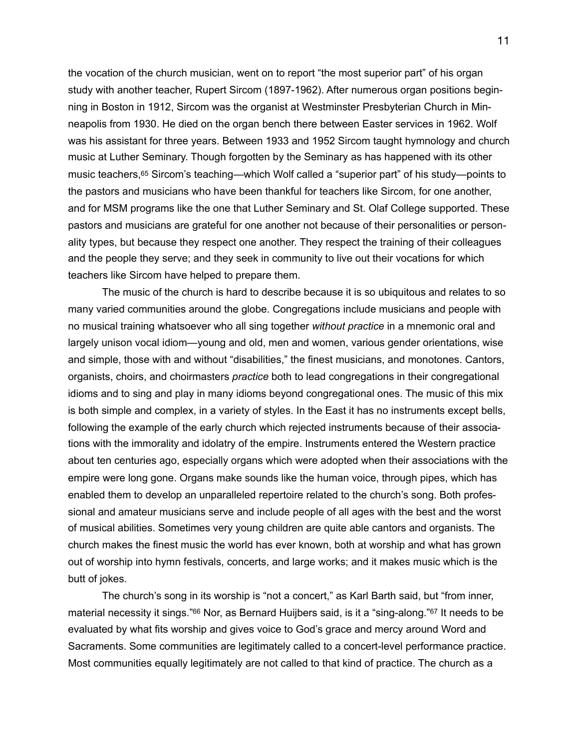the vocation of the church musician, went on to report “the most superior part” of his organ study with another teacher, Rupert Sircom (1897-1962). After numerous organ positions beginning in Boston in 1912, Sircom was the organist at Westminster Presbyterian Church in Minneapolis from 1930. He died on the organ bench there between Easter services in 1962. Wolf was his assistant for three years. Between 1933 and 1952 Sircom taught hymnology and church music at Luther Seminary. Though forgotten by the Seminary as has happened with its other music teachers,[65] Sircom’s teaching—which Wolf called a “superior part” of his study—points to the pastors and musicians who have been thankful for teachers like Sircom, for one another, and for MSM programs like the one that Luther Seminary and St. Olaf College supported. These pastors and musicians are grateful for one another not because of their personalities or personality types, but because they respect one another. They respect the training of their colleagues and the people they serve; and they seek in community to live out their vocations for which teachers like Sircom have helped to prepare them.

The music of the church is hard to describe because it is so ubiquitous and relates to so many varied communities around the globe. Congregations include musicians and people with no musical training whatsoever who all sing together *without practice* in a mnemonic oral and largely unison vocal idiom—young and old, men and women, various gender orientations, wise and simple, those with and without “disabilities,” the finest musicians, and monotones. Cantors, organists, choirs, and choirmasters *practice* both to lead congregations in their congregational idioms and to sing and play in many idioms beyond congregational ones. The music of this mix is both simple and complex, in a variety of styles. In the East it has no instruments except bells, following the example of the early church which rejected instruments because of their associations with the immorality and idolatry of the empire. Instruments entered the Western practice about ten centuries ago, especially organs which were adopted when their associations with the empire were long gone. Organs make sounds like the human voice, through pipes, which has enabled them to develop an unparalleled repertoire related to the church’s song. Both professional and amateur musicians serve and include people of all ages with the best and the worst of musical abilities. Sometimes very young children are quite able cantors and organists. The church makes the finest music the world has ever known, both at worship and what has grown out of worship into hymn festivals, concerts, and large works; and it makes music which is the butt of jokes.

The church’s song in its worship is “not a concert,” as Karl Barth said, but “from inner, material necessity it sings.”[66] Nor, as Bernard Huijbers said, is it a “sing-along.”[67] It needs to be evaluated by what fits worship and gives voice to God’s grace and mercy around Word and Sacraments. Some communities are legitimately called to a concert-level performance practice. Most communities equally legitimately are not called to that kind of practice. The church as a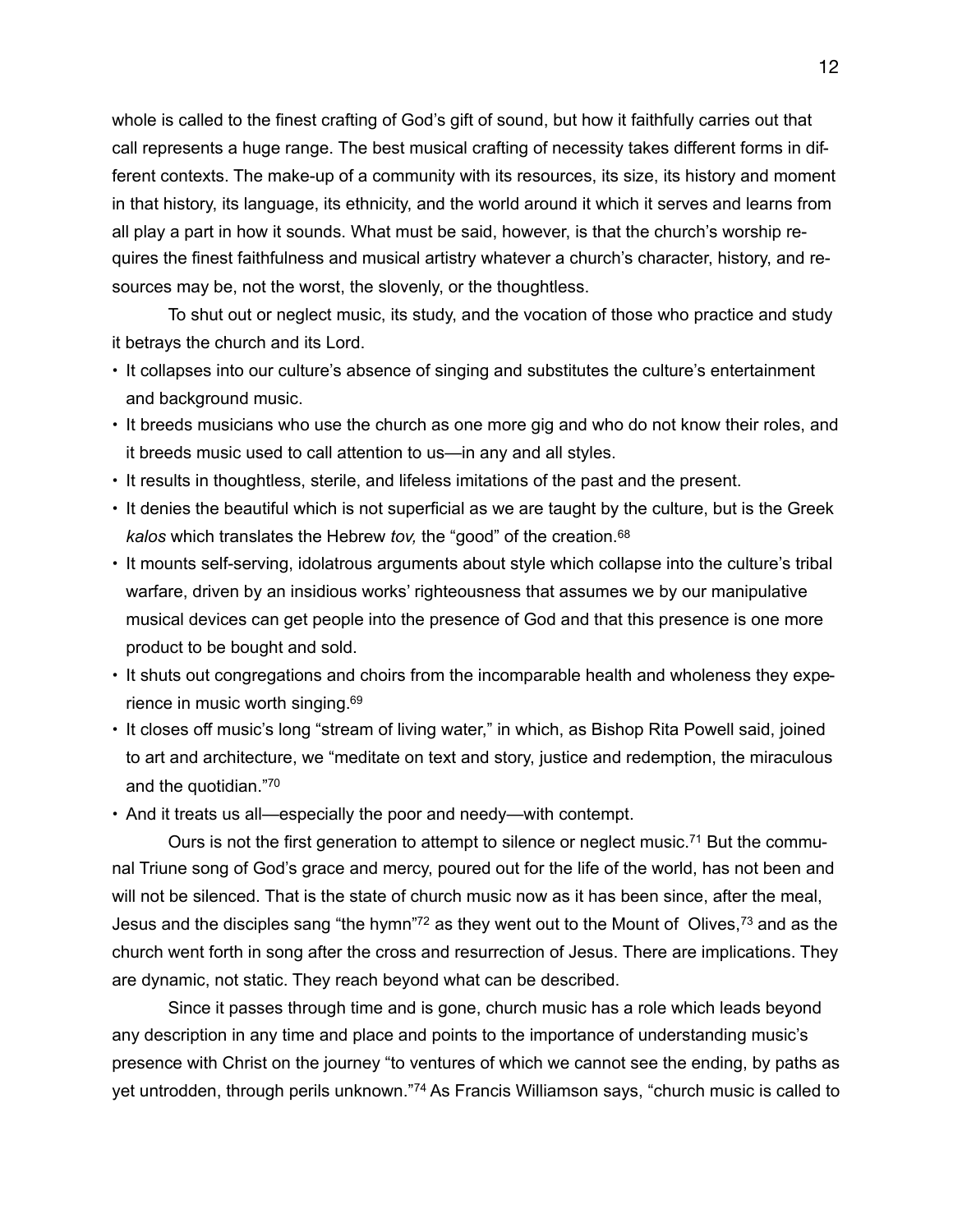whole is called to the finest crafting of God's gift of sound, but how it faithfully carries out that call represents a huge range. The best musical crafting of necessity takes different forms in different contexts. The make-up of a community with its resources, its size, its history and moment in that history, its language, its ethnicity, and the world around it which it serves and learns from all play a part in how it sounds. What must be said, however, is that the church's worship requires the finest faithfulness and musical artistry whatever a church's character, history, and resources may be, not the worst, the slovenly, or the thoughtless.

To shut out or neglect music, its study, and the vocation of those who practice and study it betrays the church and its Lord.

- It collapses into our culture's absence of singing and substitutes the culture's entertainment and background music.
- It breeds musicians who use the church as one more gig and who do not know their roles, and it breeds music used to call attention to us—in any and all styles.
- It results in thoughtless, sterile, and lifeless imitations of the past and the present.
- It denies the beautiful which is not superficial as we are taught by the culture, but is the Greek *kalos* which translates the Hebrew *tov,* the "good" of the creation.[68]
- It mounts self-serving, idolatrous arguments about style which collapse into the culture's tribal warfare, driven by an insidious works' righteousness that assumes we by our manipulative musical devices can get people into the presence of God and that this presence is one more product to be bought and sold.
- It shuts out congregations and choirs from the incomparable health and wholeness they experience in music worth singing.[69]
- It closes off music's long "stream of living water," in which, as Bishop Rita Powell said, joined to art and architecture, we "meditate on text and story, justice and redemption, the miraculous and the quotidian."[70]
- And it treats us all—especially the poor and needy—with contempt.

Ours is not the first generation to attempt to silence or neglect music.[71] But the communal Triune song of God's grace and mercy, poured out for the life of the world, has not been and will not be silenced. That is the state of church music now as it has been since, after the meal, Jesus and the disciples sang "the hymn"[72] as they went out to the Mount of Olives,[73] and as the church went forth in song after the cross and resurrection of Jesus. There are implications. They are dynamic, not static. They reach beyond what can be described.

Since it passes through time and is gone, church music has a role which leads beyond any description in any time and place and points to the importance of understanding music's presence with Christ on the journey "to ventures of which we cannot see the ending, by paths as yet untrodden, through perils unknown."[74] As Francis Williamson says, "church music is called to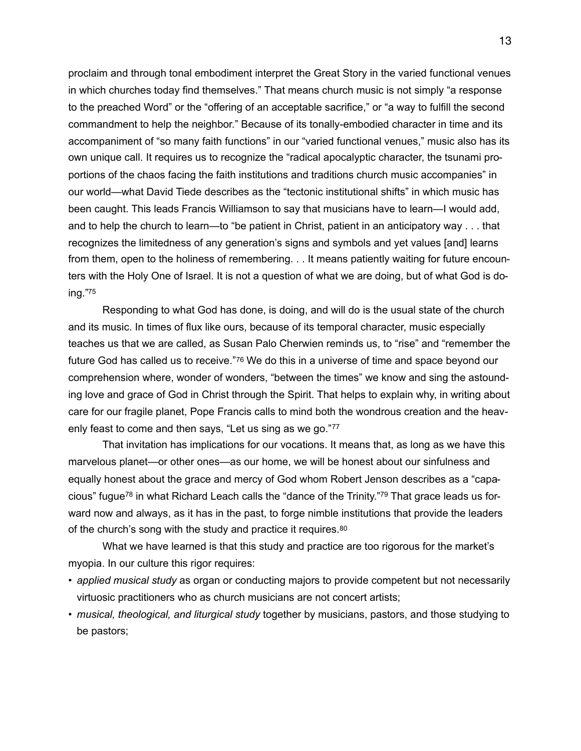proclaim and through tonal embodiment interpret the Great Story in the varied functional venues in which churches today find themselves." That means church music is not simply "a response to the preached Word" or the "offering of an acceptable sacrifice," or "a way to fulfill the second commandment to help the neighbor." Because of its tonally-embodied character in time and its accompaniment of "so many faith functions" in our "varied functional venues," music also has its own unique call. It requires us to recognize the "radical apocalyptic character, the tsunami proportions of the chaos facing the faith institutions and traditions church music accompanies" in our world—what David Tiede describes as the "tectonic institutional shifts" in which music has been caught. This leads Francis Williamson to say that musicians have to learn—I would add, and to help the church to learn—to "be patient in Christ, patient in an anticipatory way . . . that recognizes the limitedness of any generation's signs and symbols and yet values [and] learns from them, open to the holiness of remembering. . . It means patiently waiting for future encounters with the Holy One of Israel. It is not a question of what we are doing, but of what God is doing."[75]

Responding to what God has done, is doing, and will do is the usual state of the church and its music. In times of flux like ours, because of its temporal character, music especially teaches us that we are called, as Susan Palo Cherwien reminds us, to "rise" and "remember the future God has called us to receive."[76] We do this in a universe of time and space beyond our comprehension where, wonder of wonders, "between the times" we know and sing the astounding love and grace of God in Christ through the Spirit. That helps to explain why, in writing about care for our fragile planet, Pope Francis calls to mind both the wondrous creation and the heavenly feast to come and then says, "Let us sing as we go."[77]

That invitation has implications for our vocations. It means that, as long as we have this marvelous planet—or other ones—as our home, we will be honest about our sinfulness and equally honest about the grace and mercy of God whom Robert Jenson describes as a "capacious" fugue[78] in what Richard Leach calls the "dance of the Trinity."[79] That grace leads us forward now and always, as it has in the past, to forge nimble institutions that provide the leaders of the church's song with the study and practice it requires.[80]

What we have learned is that this study and practice are too rigorous for the market's myopia. In our culture this rigor requires:

- *applied musical study* as organ or conducting majors to provide competent but not necessarily virtuosic practitioners who as church musicians are not concert artists;
- *musical, theological, and liturgical study* together by musicians, pastors, and those studying to be pastors;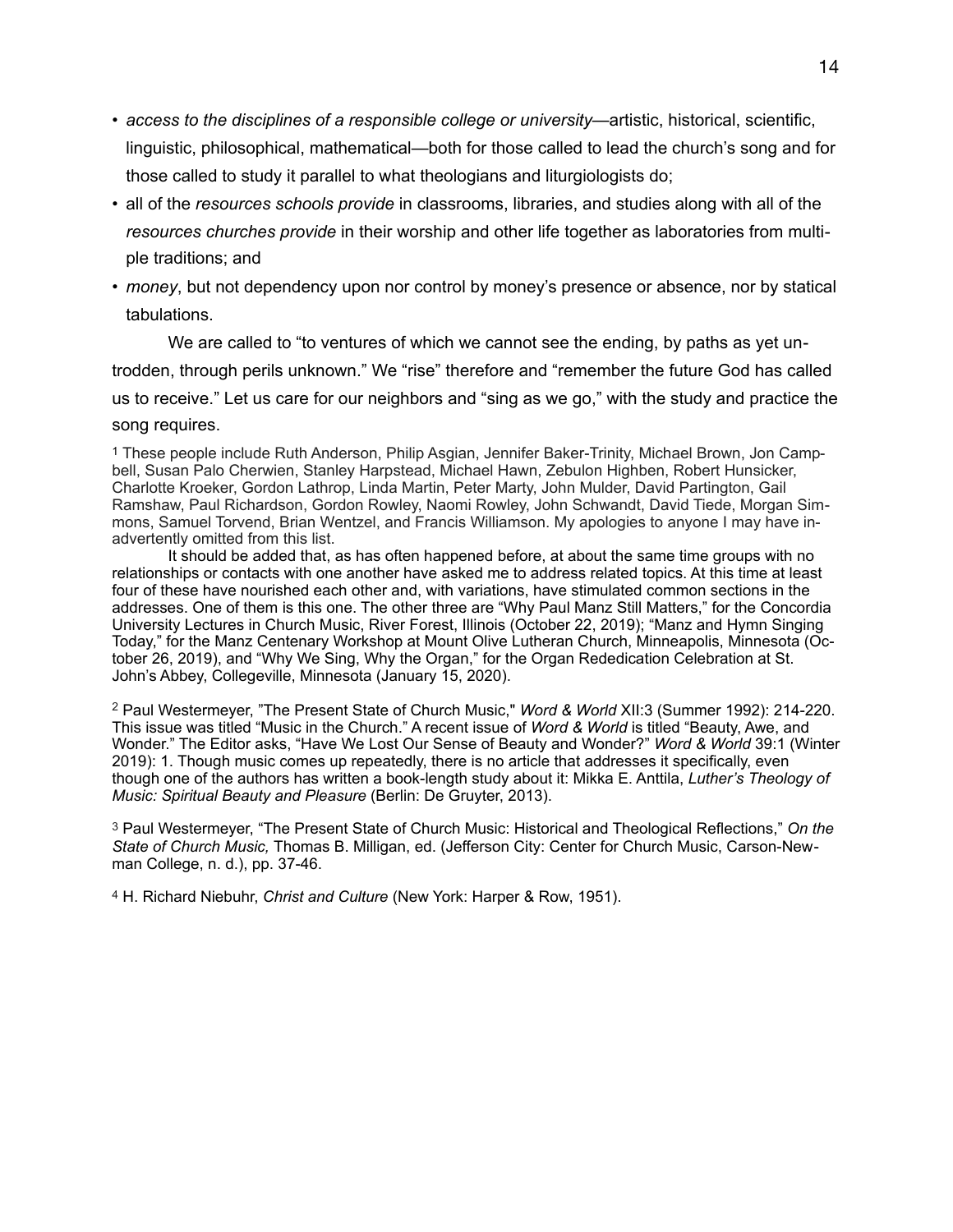- *access to the disciplines of a responsible college or university*—artistic, historical, scientific, linguistic, philosophical, mathematical—both for those called to lead the church's song and for those called to study it parallel to what theologians and liturgiologists do;
- all of the *resources schools provide* in classrooms, libraries, and studies along with all of the *resources churches provide* in their worship and other life together as laboratories from multiple traditions; and
- *money*, but not dependency upon nor control by money's presence or absence, nor by statical tabulations.

We are called to "to ventures of which we cannot see the ending, by paths as yet untrodden, through perils unknown." We "rise" therefore and "remember the future God has called us to receive." Let us care for our neighbors and "sing as we go," with the study and practice the song requires.

[1] These people include Ruth Anderson, Philip Asgian, Jennifer Baker-Trinity, Michael Brown, Jon Campbell, Susan Palo Cherwien, Stanley Harpstead, Michael Hawn, Zebulon Highben, Robert Hunsicker, Charlotte Kroeker, Gordon Lathrop, Linda Martin, Peter Marty, John Mulder, David Partington, Gail Ramshaw, Paul Richardson, Gordon Rowley, Naomi Rowley, John Schwandt, David Tiede, Morgan Simmons, Samuel Torvend, Brian Wentzel, and Francis Williamson. My apologies to anyone I may have inadvertently omitted from this list.

It should be added that, as has often happened before, at about the same time groups with no relationships or contacts with one another have asked me to address related topics. At this time at least four of these have nourished each other and, with variations, have stimulated common sections in the addresses. One of them is this one. The other three are "Why Paul Manz Still Matters," for the Concordia University Lectures in Church Music, River Forest, Illinois (October 22, 2019); "Manz and Hymn Singing Today," for the Manz Centenary Workshop at Mount Olive Lutheran Church, Minneapolis, Minnesota (October 26, 2019), and "Why We Sing, Why the Organ," for the Organ Rededication Celebration at St. John's Abbey, Collegeville, Minnesota (January 15, 2020).

[2] Paul Westermeyer, "The Present State of Church Music," *Word & World* XII:3 (Summer 1992): 214-220. This issue was titled "Music in the Church." A recent issue of *Word & World* is titled "Beauty, Awe, and Wonder." The Editor asks, "Have We Lost Our Sense of Beauty and Wonder?" *Word & World* 39:1 (Winter 2019): 1. Though music comes up repeatedly, there is no article that addresses it specifically, even though one of the authors has written a book-length study about it: Mikka E. Anttila, *Luther's Theology of Music: Spiritual Beauty and Pleasure* (Berlin: De Gruyter, 2013).

[3] Paul Westermeyer, "The Present State of Church Music: Historical and Theological Reflections," *On the State of Church Music,* Thomas B. Milligan, ed. (Jefferson City: Center for Church Music, Carson-Newman College, n. d.), pp. 37-46.

[4] H. Richard Niebuhr, *Christ and Culture* (New York: Harper & Row, 1951).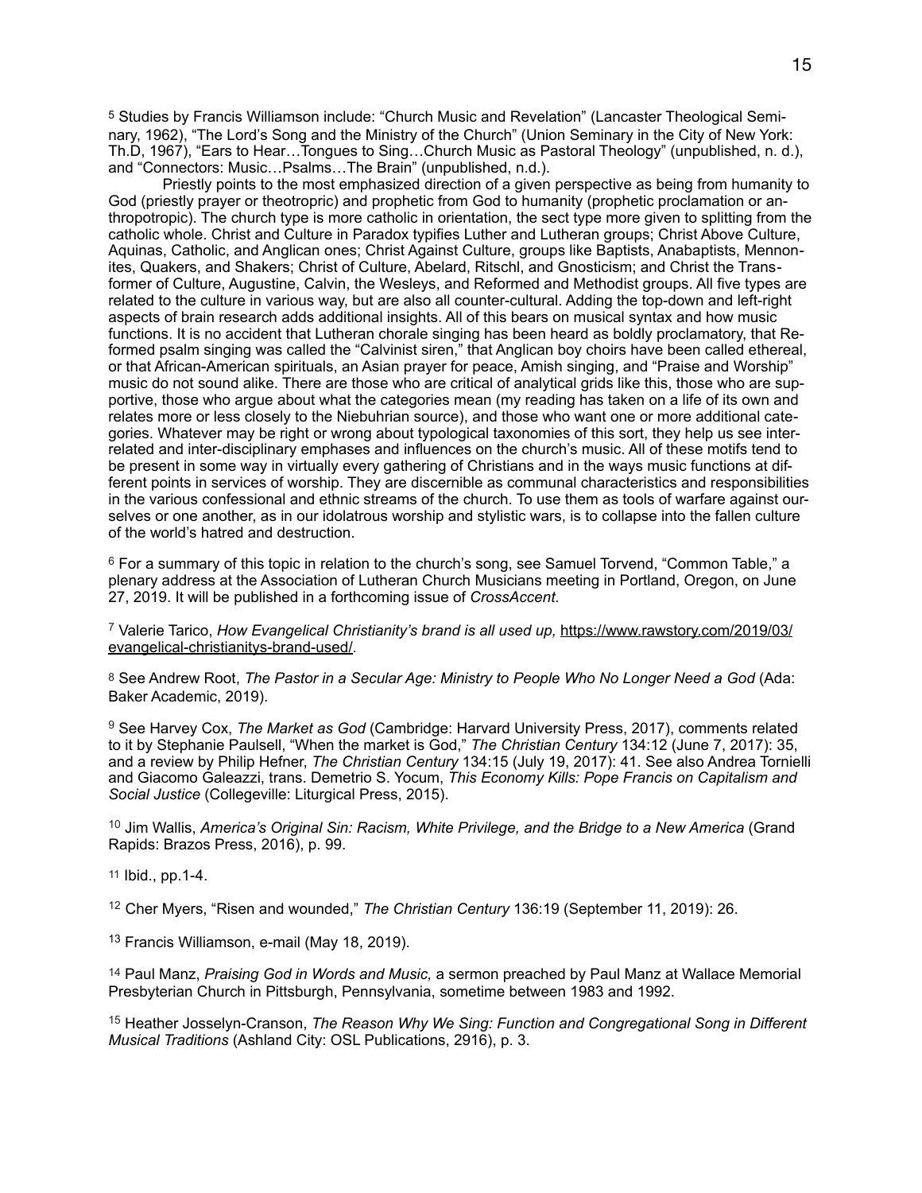[5] Studies by Francis Williamson include: "Church Music and Revelation" (Lancaster Theological Seminary, 1962), "The Lord's Song and the Ministry of the Church" (Union Seminary in the City of New York: Th.D, 1967), "Ears to Hear…Tongues to Sing…Church Music as Pastoral Theology" (unpublished, n. d.), and "Connectors: Music…Psalms…The Brain" (unpublished, n.d.).

Priestly points to the most emphasized direction of a given perspective as being from humanity to God (priestly prayer or theotropric) and prophetic from God to humanity (prophetic proclamation or anthropotropic). The church type is more catholic in orientation, the sect type more given to splitting from the catholic whole. Christ and Culture in Paradox typifies Luther and Lutheran groups; Christ Above Culture, Aquinas, Catholic, and Anglican ones; Christ Against Culture, groups like Baptists, Anabaptists, Mennonites, Quakers, and Shakers; Christ of Culture, Abelard, Ritschl, and Gnosticism; and Christ the Transformer of Culture, Augustine, Calvin, the Wesleys, and Reformed and Methodist groups. All five types are related to the culture in various way, but are also all counter-cultural. Adding the top-down and left-right aspects of brain research adds additional insights. All of this bears on musical syntax and how music functions. It is no accident that Lutheran chorale singing has been heard as boldly proclamatory, that Reformed psalm singing was called the "Calvinist siren," that Anglican boy choirs have been called ethereal, or that African-American spirituals, an Asian prayer for peace, Amish singing, and "Praise and Worship" music do not sound alike. There are those who are critical of analytical grids like this, those who are supportive, those who argue about what the categories mean (my reading has taken on a life of its own and relates more or less closely to the Niebuhrian source), and those who want one or more additional categories. Whatever may be right or wrong about typological taxonomies of this sort, they help us see interrelated and inter-disciplinary emphases and influences on the church's music. All of these motifs tend to be present in some way in virtually every gathering of Christians and in the ways music functions at different points in services of worship. They are discernible as communal characteristics and responsibilities in the various confessional and ethnic streams of the church. To use them as tools of warfare against ourselves or one another, as in our idolatrous worship and stylistic wars, is to collapse into the fallen culture of the world's hatred and destruction.

[6] For a summary of this topic in relation to the church's song, see Samuel Torvend, "Common Table," a plenary address at the Association of Lutheran Church Musicians meeting in Portland, Oregon, on June 27, 2019. It will be published in a forthcoming issue of *CrossAccent.*

[7] Valerie Tarico, *How Evangelical Christianity's brand is all used up,* https://www.rawstory.com/2019/03/evangelical-christianitys-brand-used/.

[8] See Andrew Root, *The Pastor in a Secular Age: Ministry to People Who No Longer Need a God* (Ada: Baker Academic, 2019).

[9] See Harvey Cox, *The Market as God* (Cambridge: Harvard University Press, 2017), comments related to it by Stephanie Paulsell, "When the market is God," *The Christian Century* 134:12 (June 7, 2017): 35, and a review by Philip Hefner, *The Christian Century* 134:15 (July 19, 2017): 41. See also Andrea Tornielli and Giacomo Galeazzi, trans. Demetrio S. Yocum, *This Economy Kills: Pope Francis on Capitalism and Social Justice* (Collegeville: Liturgical Press, 2015).

[10] Jim Wallis, *America's Original Sin: Racism, White Privilege, and the Bridge to a New America* (Grand Rapids: Brazos Press, 2016), p. 99.

[11] Ibid., pp.1-4.

[12] Cher Myers, "Risen and wounded," *The Christian Century* 136:19 (September 11, 2019): 26.

[13] Francis Williamson, e-mail (May 18, 2019).

[14] Paul Manz, *Praising God in Words and Music,* a sermon preached by Paul Manz at Wallace Memorial Presbyterian Church in Pittsburgh, Pennsylvania, sometime between 1983 and 1992.

[15] Heather Josselyn-Cranson, *The Reason Why We Sing: Function and Congregational Song in Different Musical Traditions* (Ashland City: OSL Publications, 2916), p. 3.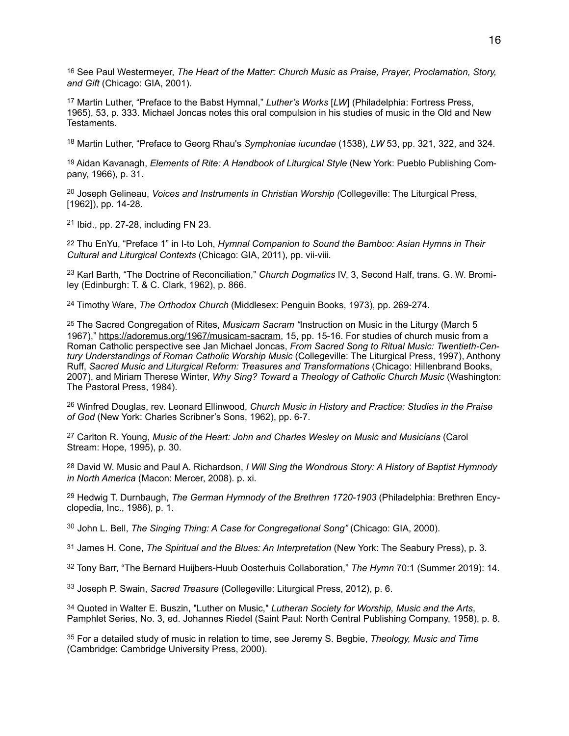[16] See Paul Westermeyer, *The Heart of the Matter: Church Music as Praise, Prayer, Proclamation, Story, and Gift* (Chicago: GIA, 2001).

[17] Martin Luther, "Preface to the Babst Hymnal," *Luther's Works* [*LW*] (Philadelphia: Fortress Press, 1965), 53, p. 333. Michael Joncas notes this oral compulsion in his studies of music in the Old and New Testaments.

[18] Martin Luther, "Preface to Georg Rhau's *Symphoniae iucundae* (1538), *LW* 53, pp. 321, 322, and 324.

[19] Aidan Kavanagh, *Elements of Rite: A Handbook of Liturgical Style* (New York: Pueblo Publishing Company, 1966), p. 31.

[20] Joseph Gelineau, *Voices and Instruments in Christian Worship (*Collegeville: The Liturgical Press, [1962]), pp. 14-28.

[21] Ibid., pp. 27-28, including FN 23.

[22] Thu EnYu, "Preface 1" in I-to Loh, *Hymnal Companion to Sound the Bamboo: Asian Hymns in Their Cultural and Liturgical Contexts* (Chicago: GIA, 2011), pp. vii-viii.

[23] Karl Barth, "The Doctrine of Reconciliation," *Church Dogmatics* IV, 3, Second Half, trans. G. W. Bromiley (Edinburgh: T. & C. Clark, 1962), p. 866.

[24] Timothy Ware, *The Orthodox Church* (Middlesex: Penguin Books, 1973), pp. 269-274.

[25] The Sacred Congregation of Rites, *Musicam Sacram "*Instruction on Music in the Liturgy (March 5 1967)," https://adoremus.org/1967/musicam-sacram, 15, pp. 15-16. For studies of church music from a Roman Catholic perspective see Jan Michael Joncas, *From Sacred Song to Ritual Music: Twentieth-Century Understandings of Roman Catholic Worship Music* (Collegeville: The Liturgical Press, 1997), Anthony Ruff, *Sacred Music and Liturgical Reform: Treasures and Transformations* (Chicago: Hillenbrand Books, 2007), and Miriam Therese Winter, *Why Sing? Toward a Theology of Catholic Church Music* (Washington: The Pastoral Press, 1984).

[26] Winfred Douglas, rev. Leonard Ellinwood, *Church Music in History and Practice: Studies in the Praise of God* (New York: Charles Scribner's Sons, 1962), pp. 6-7.

[27] Carlton R. Young, *Music of the Heart: John and Charles Wesley on Music and Musicians* (Carol Stream: Hope, 1995), p. 30.

[28] David W. Music and Paul A. Richardson, *I Will Sing the Wondrous Story: A History of Baptist Hymnody in North America* (Macon: Mercer, 2008). p. xi.

[29] Hedwig T. Durnbaugh, *The German Hymnody of the Brethren 1720-1903* (Philadelphia: Brethren Encyclopedia, Inc., 1986), p. 1.

[30] John L. Bell, *The Singing Thing: A Case for Congregational Song"* (Chicago: GIA, 2000).

[31] James H. Cone, *The Spiritual and the Blues: An Interpretation* (New York: The Seabury Press), p. 3.

[32] Tony Barr, "The Bernard Huijbers-Huub Oosterhuis Collaboration," *The Hymn* 70:1 (Summer 2019): 14.

[33] Joseph P. Swain, *Sacred Treasure* (Collegeville: Liturgical Press, 2012), p. 6.

[34] Quoted in Walter E. Buszin, "Luther on Music," *Lutheran Society for Worship, Music and the Arts*, Pamphlet Series, No. 3, ed. Johannes Riedel (Saint Paul: North Central Publishing Company, 1958), p. 8.

[35] For a detailed study of music in relation to time, see Jeremy S. Begbie, *Theology, Music and Time* (Cambridge: Cambridge University Press, 2000).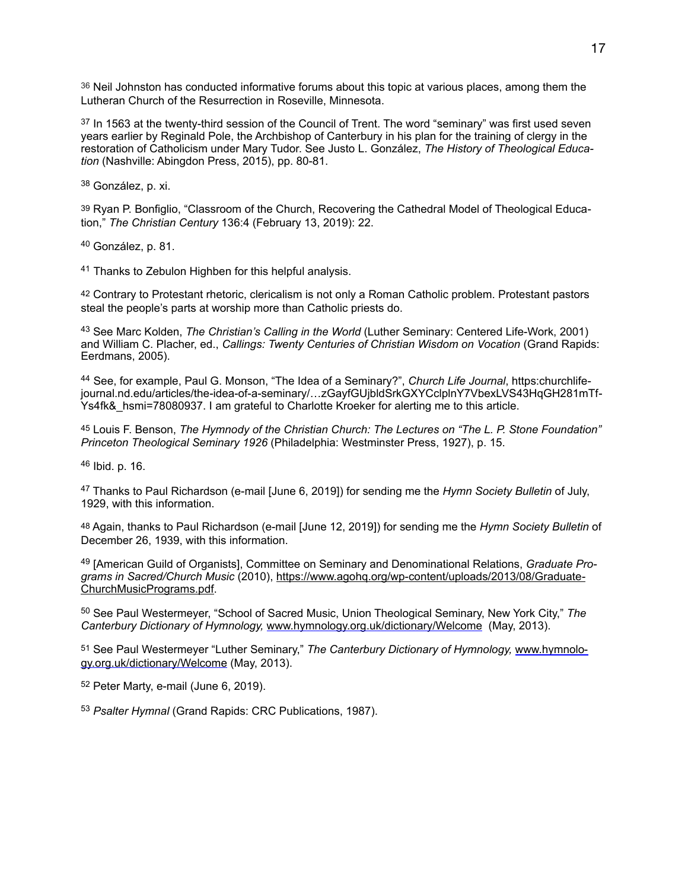[36] Neil Johnston has conducted informative forums about this topic at various places, among them the Lutheran Church of the Resurrection in Roseville, Minnesota.

[37] In 1563 at the twenty-third session of the Council of Trent. The word "seminary" was first used seven years earlier by Reginald Pole, the Archbishop of Canterbury in his plan for the training of clergy in the restoration of Catholicism under Mary Tudor. See Justo L. González, *The History of Theological Education* (Nashville: Abingdon Press, 2015), pp. 80-81.

[38] González, p. xi.

[39] Ryan P. Bonfiglio, "Classroom of the Church, Recovering the Cathedral Model of Theological Education," *The Christian Century* 136:4 (February 13, 2019): 22.

[40] González, p. 81.

[41] Thanks to Zebulon Highben for this helpful analysis.

[42] Contrary to Protestant rhetoric, clericalism is not only a Roman Catholic problem. Protestant pastors steal the people's parts at worship more than Catholic priests do.

[43] See Marc Kolden, *The Christian's Calling in the World* (Luther Seminary: Centered Life-Work, 2001) and William C. Placher, ed., *Callings: Twenty Centuries of Christian Wisdom on Vocation* (Grand Rapids: Eerdmans, 2005).

[44] See, for example, Paul G. Monson, "The Idea of a Seminary?", *Church Life Journal*, https:churchlifejournal.nd.edu/articles/the-idea-of-a-seminary/…zGayfGUjbldSrkGXYCclplnY7VbexLVS43HqGH281mTfYs4fk&_hsmi=78080937. I am grateful to Charlotte Kroeker for alerting me to this article.

[45] Louis F. Benson, *The Hymnody of the Christian Church: The Lectures on "The L. P. Stone Foundation" Princeton Theological Seminary 1926* (Philadelphia: Westminster Press, 1927), p. 15.

[46] Ibid. p. 16.

[47] Thanks to Paul Richardson (e-mail [June 6, 2019]) for sending me the *Hymn Society Bulletin* of July, 1929, with this information.

[48] Again, thanks to Paul Richardson (e-mail [June 12, 2019]) for sending me the *Hymn Society Bulletin* of December 26, 1939, with this information.

[49] [American Guild of Organists], Committee on Seminary and Denominational Relations, *Graduate Programs in Sacred/Church Music* (2010), https://www.agohq.org/wp-content/uploads/2013/08/Graduate-ChurchMusicPrograms.pdf.

[50] See Paul Westermeyer, "School of Sacred Music, Union Theological Seminary, New York City," *The Canterbury Dictionary of Hymnology,* www.hymnology.org.uk/dictionary/Welcome (May, 2013).

[51] See Paul Westermeyer "Luther Seminary," *The Canterbury Dictionary of Hymnology,* www.hymnology.org.uk/dictionary/Welcome (May, 2013).

[52] Peter Marty, e-mail (June 6, 2019).

[53] *Psalter Hymnal* (Grand Rapids: CRC Publications, 1987).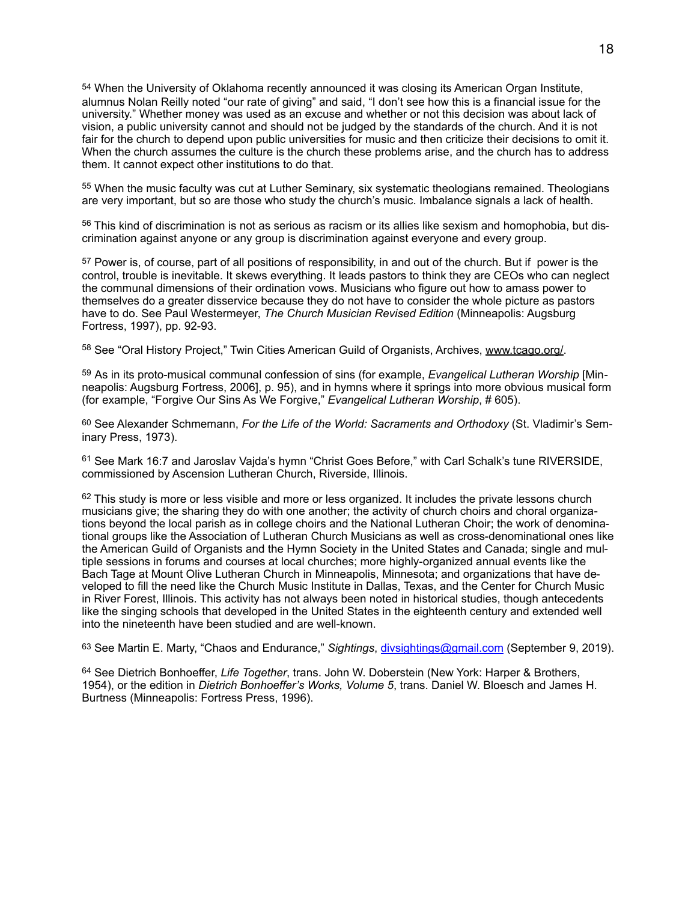[54] When the University of Oklahoma recently announced it was closing its American Organ Institute, alumnus Nolan Reilly noted "our rate of giving" and said, "I don't see how this is a financial issue for the university." Whether money was used as an excuse and whether or not this decision was about lack of vision, a public university cannot and should not be judged by the standards of the church. And it is not fair for the church to depend upon public universities for music and then criticize their decisions to omit it. When the church assumes the culture is the church these problems arise, and the church has to address them. It cannot expect other institutions to do that.

[55] When the music faculty was cut at Luther Seminary, six systematic theologians remained. Theologians are very important, but so are those who study the church's music. Imbalance signals a lack of health.

[56] This kind of discrimination is not as serious as racism or its allies like sexism and homophobia, but discrimination against anyone or any group is discrimination against everyone and every group.

[57] Power is, of course, part of all positions of responsibility, in and out of the church. But if power is the control, trouble is inevitable. It skews everything. It leads pastors to think they are CEOs who can neglect the communal dimensions of their ordination vows. Musicians who figure out how to amass power to themselves do a greater disservice because they do not have to consider the whole picture as pastors have to do. See Paul Westermeyer, *The Church Musician Revised Edition* (Minneapolis: Augsburg Fortress, 1997), pp. 92-93.

[58] See "Oral History Project," Twin Cities American Guild of Organists, Archives, www.tcago.org/.

[59] As in its proto-musical communal confession of sins (for example, *Evangelical Lutheran Worship* [Minneapolis: Augsburg Fortress, 2006], p. 95), and in hymns where it springs into more obvious musical form (for example, "Forgive Our Sins As We Forgive," *Evangelical Lutheran Worship*, # 605).

[60] See Alexander Schmemann, *For the Life of the World: Sacraments and Orthodoxy* (St. Vladimir's Seminary Press, 1973).

[61] See Mark 16:7 and Jaroslav Vajda's hymn "Christ Goes Before," with Carl Schalk's tune RIVERSIDE, commissioned by Ascension Lutheran Church, Riverside, Illinois.

[62] This study is more or less visible and more or less organized. It includes the private lessons church musicians give; the sharing they do with one another; the activity of church choirs and choral organizations beyond the local parish as in college choirs and the National Lutheran Choir; the work of denominational groups like the Association of Lutheran Church Musicians as well as cross-denominational ones like the American Guild of Organists and the Hymn Society in the United States and Canada; single and multiple sessions in forums and courses at local churches; more highly-organized annual events like the Bach Tage at Mount Olive Lutheran Church in Minneapolis, Minnesota; and organizations that have developed to fill the need like the Church Music Institute in Dallas, Texas, and the Center for Church Music in River Forest, Illinois. This activity has not always been noted in historical studies, though antecedents like the singing schools that developed in the United States in the eighteenth century and extended well into the nineteenth have been studied and are well-known.

[63] See Martin E. Marty, "Chaos and Endurance," *Sightings*, divsightings@gmail.com (September 9, 2019).

[64] See Dietrich Bonhoeffer, *Life Together*, trans. John W. Doberstein (New York: Harper & Brothers, 1954), or the edition in *Dietrich Bonhoeffer's Works, Volume 5*, trans. Daniel W. Bloesch and James H. Burtness (Minneapolis: Fortress Press, 1996).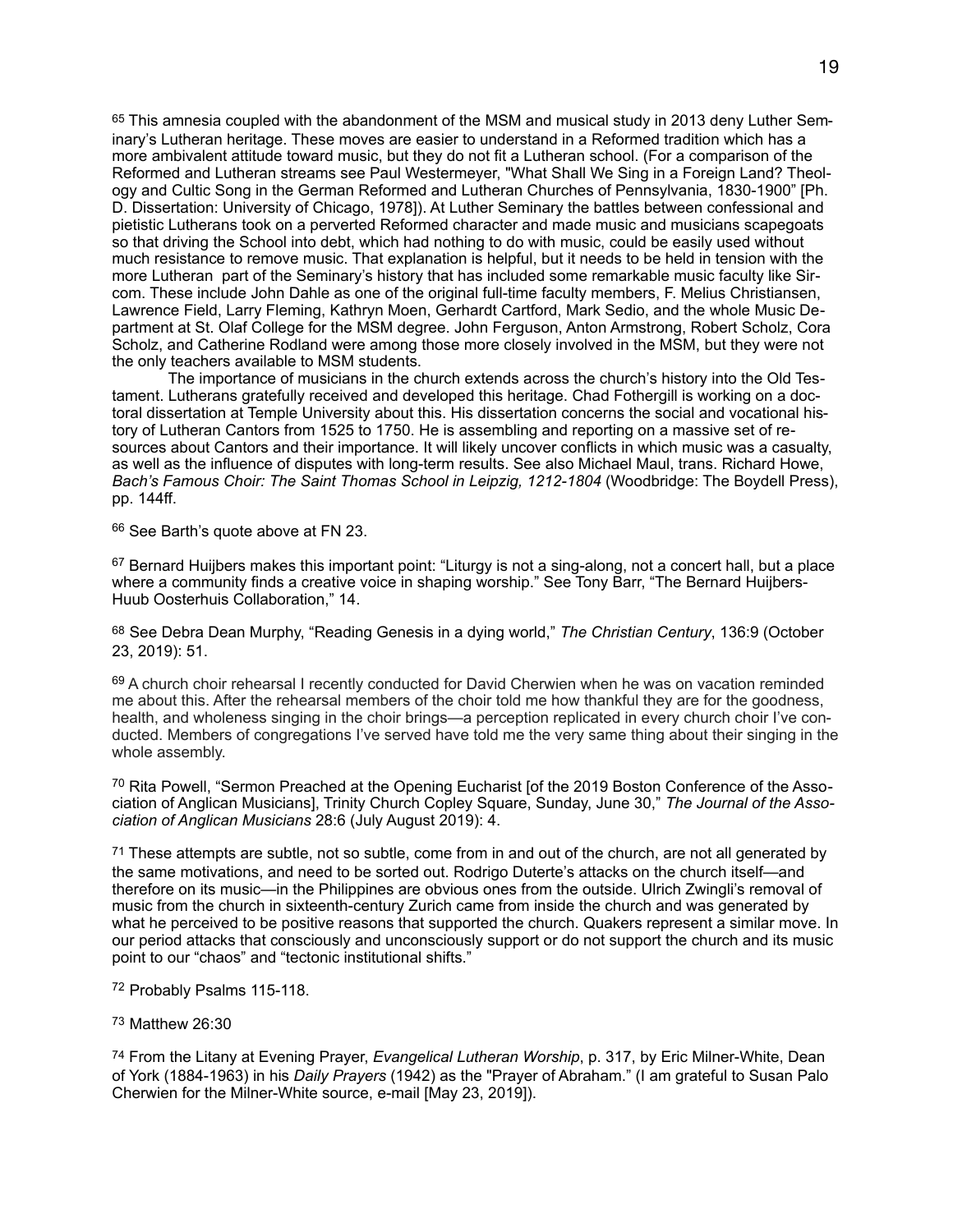[65] This amnesia coupled with the abandonment of the MSM and musical study in 2013 deny Luther Seminary's Lutheran heritage. These moves are easier to understand in a Reformed tradition which has a more ambivalent attitude toward music, but they do not fit a Lutheran school. (For a comparison of the Reformed and Lutheran streams see Paul Westermeyer, "What Shall We Sing in a Foreign Land? Theology and Cultic Song in the German Reformed and Lutheran Churches of Pennsylvania, 1830-1900" [Ph. D. Dissertation: University of Chicago, 1978]). At Luther Seminary the battles between confessional and pietistic Lutherans took on a perverted Reformed character and made music and musicians scapegoats so that driving the School into debt, which had nothing to do with music, could be easily used without much resistance to remove music. That explanation is helpful, but it needs to be held in tension with the more Lutheran part of the Seminary's history that has included some remarkable music faculty like Sircom. These include John Dahle as one of the original full-time faculty members, F. Melius Christiansen, Lawrence Field, Larry Fleming, Kathryn Moen, Gerhardt Cartford, Mark Sedio, and the whole Music Department at St. Olaf College for the MSM degree. John Ferguson, Anton Armstrong, Robert Scholz, Cora Scholz, and Catherine Rodland were among those more closely involved in the MSM, but they were not the only teachers available to MSM students.

The importance of musicians in the church extends across the church's history into the Old Testament. Lutherans gratefully received and developed this heritage. Chad Fothergill is working on a doctoral dissertation at Temple University about this. His dissertation concerns the social and vocational history of Lutheran Cantors from 1525 to 1750. He is assembling and reporting on a massive set of resources about Cantors and their importance. It will likely uncover conflicts in which music was a casualty, as well as the influence of disputes with long-term results. See also Michael Maul, trans. Richard Howe, *Bach's Famous Choir: The Saint Thomas School in Leipzig, 1212-1804* (Woodbridge: The Boydell Press), pp. 144ff.

[66] See Barth's quote above at FN 23.

[67] Bernard Huijbers makes this important point: "Liturgy is not a sing-along, not a concert hall, but a place where a community finds a creative voice in shaping worship." See Tony Barr, "The Bernard Huijbers-Huub Oosterhuis Collaboration," 14.

[68] See Debra Dean Murphy, "Reading Genesis in a dying world," *The Christian Century*, 136:9 (October 23, 2019): 51.

[69] A church choir rehearsal I recently conducted for David Cherwien when he was on vacation reminded me about this. After the rehearsal members of the choir told me how thankful they are for the goodness, health, and wholeness singing in the choir brings—a perception replicated in every church choir I've conducted. Members of congregations I've served have told me the very same thing about their singing in the whole assembly.

[70] Rita Powell, "Sermon Preached at the Opening Eucharist [of the 2019 Boston Conference of the Association of Anglican Musicians], Trinity Church Copley Square, Sunday, June 30," *The Journal of the Association of Anglican Musicians* 28:6 (July August 2019): 4.

[71] These attempts are subtle, not so subtle, come from in and out of the church, are not all generated by the same motivations, and need to be sorted out. Rodrigo Duterte's attacks on the church itself—and therefore on its music—in the Philippines are obvious ones from the outside. Ulrich Zwingli's removal of music from the church in sixteenth-century Zurich came from inside the church and was generated by what he perceived to be positive reasons that supported the church. Quakers represent a similar move. In our period attacks that consciously and unconsciously support or do not support the church and its music point to our "chaos" and "tectonic institutional shifts."

[72] Probably Psalms 115-118.

[73] Matthew 26:30

[74] From the Litany at Evening Prayer, *Evangelical Lutheran Worship*, p. 317, by Eric Milner-White, Dean of York (1884-1963) in his *Daily Prayers* (1942) as the "Prayer of Abraham." (I am grateful to Susan Palo Cherwien for the Milner-White source, e-mail [May 23, 2019]).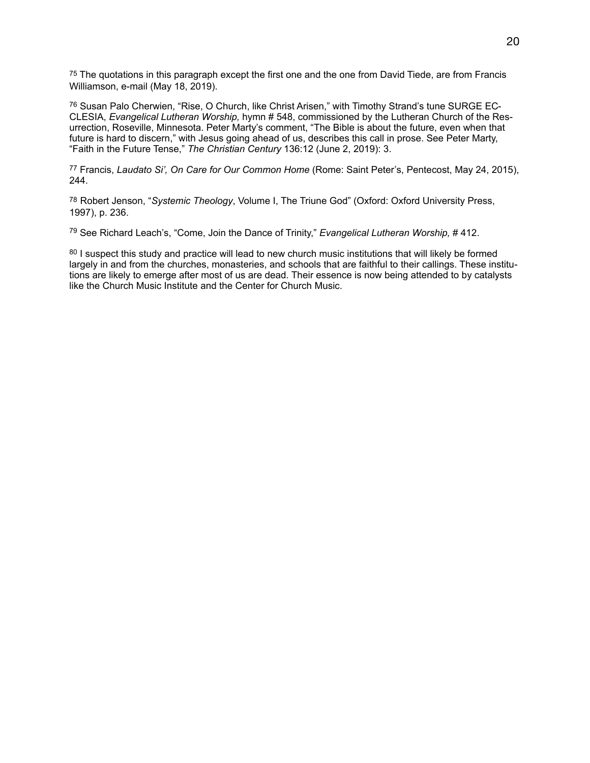[75] The quotations in this paragraph except the first one and the one from David Tiede, are from Francis Williamson, e-mail (May 18, 2019).

[76] Susan Palo Cherwien, “Rise, O Church, like Christ Arisen,” with Timothy Strand’s tune SURGE ECCLESIA, *Evangelical Lutheran Worship,* hymn # 548, commissioned by the Lutheran Church of the Resurrection, Roseville, Minnesota. Peter Marty’s comment, “The Bible is about the future, even when that future is hard to discern,” with Jesus going ahead of us, describes this call in prose. See Peter Marty, “Faith in the Future Tense,” *The Christian Century* 136:12 (June 2, 2019): 3.

[77] Francis, *Laudato Si’, On Care for Our Common Home* (Rome: Saint Peter’s, Pentecost, May 24, 2015), 244.

[78] Robert Jenson, “*Systemic Theology*, Volume I, The Triune God” (Oxford: Oxford University Press, 1997), p. 236.

[79] See Richard Leach’s, “Come, Join the Dance of Trinity,” *Evangelical Lutheran Worship,* # 412.

[80] I suspect this study and practice will lead to new church music institutions that will likely be formed largely in and from the churches, monasteries, and schools that are faithful to their callings. These institutions are likely to emerge after most of us are dead. Their essence is now being attended to by catalysts like the Church Music Institute and the Center for Church Music.